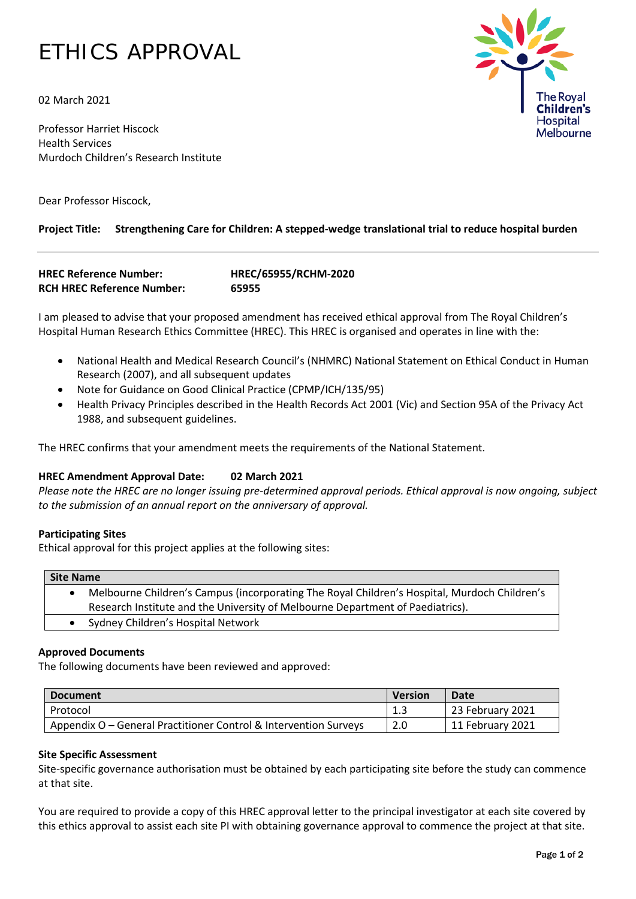# ETHICS APPROVAL

02 March 2021

Professor Harriet Hiscock
Health Services
Murdoch Children's Research Institute

Dear Professor Hiscock,

**Project Title: Strengthening Care for Children: A stepped-wedge translational trial to reduce hospital burden**

---

**HREC Reference Number:** **HREC/65955/RCHM-2020**
**RCH HREC Reference Number:** **65955**

I am pleased to advise that your proposed amendment has received ethical approval from The Royal Children's Hospital Human Research Ethics Committee (HREC). This HREC is organised and operates in line with the:

- National Health and Medical Research Council's (NHMRC) National Statement on Ethical Conduct in Human Research (2007), and all subsequent updates
- Note for Guidance on Good Clinical Practice (CPMP/ICH/135/95)
- Health Privacy Principles described in the Health Records Act 2001 (Vic) and Section 95A of the Privacy Act 1988, and subsequent guidelines.

The HREC confirms that your amendment meets the requirements of the National Statement.

**HREC Amendment Approval Date: 02 March 2021**
*Please note the HREC are no longer issuing pre-determined approval periods. Ethical approval is now ongoing, subject to the submission of an annual report on the anniversary of approval.*

**Participating Sites**
Ethical approval for this project applies at the following sites:

| Site Name |
| --- |
| • Melbourne Children's Campus (incorporating The Royal Children's Hospital, Murdoch Children's Research Institute and the University of Melbourne Department of Paediatrics). |
| • Sydney Children's Hospital Network |

**Approved Documents**
The following documents have been reviewed and approved:

| Document | Version | Date |
| --- | --- | --- |
| Protocol | 1.3 | 23 February 2021 |
| Appendix O – General Practitioner Control & Intervention Surveys | 2.0 | 11 February 2021 |

**Site Specific Assessment**
Site-specific governance authorisation must be obtained by each participating site before the study can commence at that site.

You are required to provide a copy of this HREC approval letter to the principal investigator at each site covered by this ethics approval to assist each site PI with obtaining governance approval to commence the project at that site.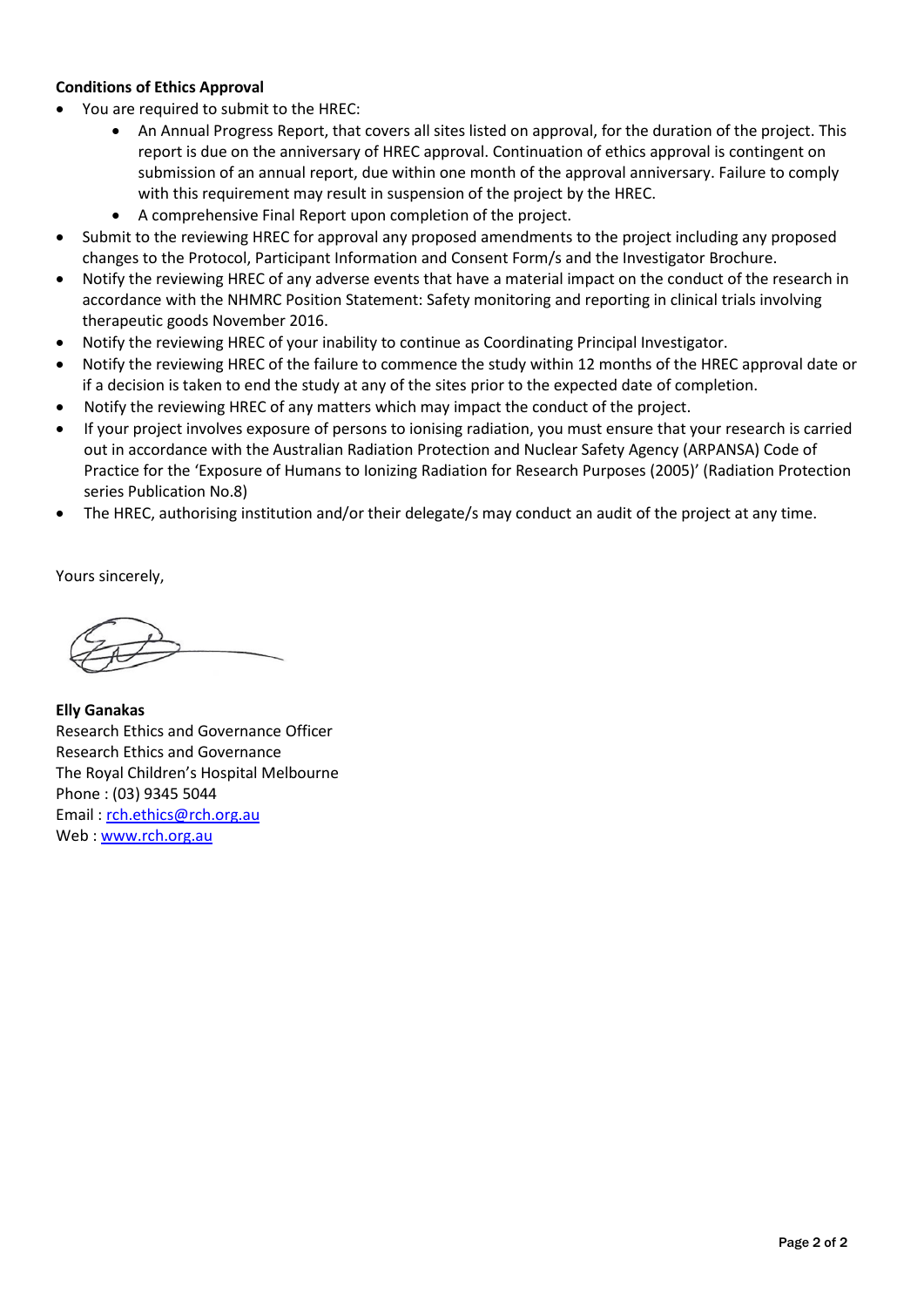**Conditions of Ethics Approval**

- You are required to submit to the HREC:
    - An Annual Progress Report, that covers all sites listed on approval, for the duration of the project. This report is due on the anniversary of HREC approval. Continuation of ethics approval is contingent on submission of an annual report, due within one month of the approval anniversary. Failure to comply with this requirement may result in suspension of the project by the HREC.
    - A comprehensive Final Report upon completion of the project.
- Submit to the reviewing HREC for approval any proposed amendments to the project including any proposed changes to the Protocol, Participant Information and Consent Form/s and the Investigator Brochure.
- Notify the reviewing HREC of any adverse events that have a material impact on the conduct of the research in accordance with the NHMRC Position Statement: Safety monitoring and reporting in clinical trials involving therapeutic goods November 2016.
- Notify the reviewing HREC of your inability to continue as Coordinating Principal Investigator.
- Notify the reviewing HREC of the failure to commence the study within 12 months of the HREC approval date or if a decision is taken to end the study at any of the sites prior to the expected date of completion.
- Notify the reviewing HREC of any matters which may impact the conduct of the project.
- If your project involves exposure of persons to ionising radiation, you must ensure that your research is carried out in accordance with the Australian Radiation Protection and Nuclear Safety Agency (ARPANSA) Code of Practice for the 'Exposure of Humans to Ionizing Radiation for Research Purposes (2005)' (Radiation Protection series Publication No.8)
- The HREC, authorising institution and/or their delegate/s may conduct an audit of the project at any time.

Yours sincerely,

**Elly Ganakas**
Research Ethics and Governance Officer
Research Ethics and Governance
The Royal Children's Hospital Melbourne
Phone : (03) 9345 5044
Email : rch.ethics@rch.org.au
Web : www.rch.org.au